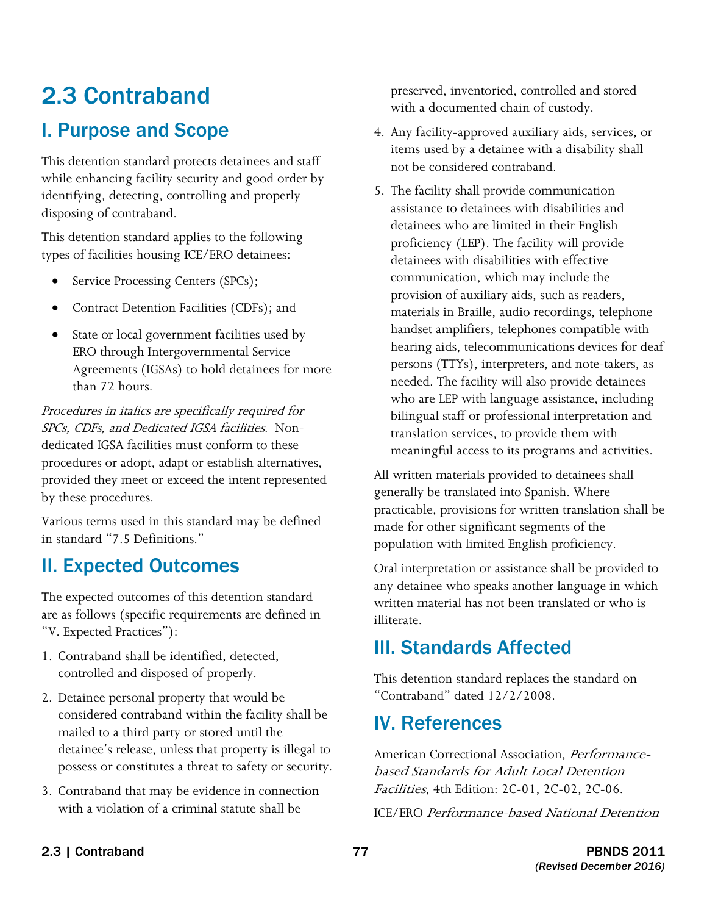# 2.3 Contraband

## I. Purpose and Scope

This detention standard protects detainees and staff while enhancing facility security and good order by identifying, detecting, controlling and properly disposing of contraband.

This detention standard applies to the following types of facilities housing ICE/ERO detainees:

- Service Processing Centers (SPCs);
- Contract Detention Facilities (CDFs); and
- State or local government facilities used by ERO through Intergovernmental Service Agreements (IGSAs) to hold detainees for more than 72 hours.

*Procedures in italics are specifically required for SPCs, CDFs, and Dedicated IGSA facilities.* Non-dedicated IGSA facilities must conform to these procedures or adopt, adapt or establish alternatives, provided they meet or exceed the intent represented by these procedures.

Various terms used in this standard may be defined in standard "7.5 Definitions."

## II. Expected Outcomes

The expected outcomes of this detention standard are as follows (specific requirements are defined in "V. Expected Practices"):

1. Contraband shall be identified, detected, controlled and disposed of properly.
2. Detainee personal property that would be considered contraband within the facility shall be mailed to a third party or stored until the detainee's release, unless that property is illegal to possess or constitutes a threat to safety or security.
3. Contraband that may be evidence in connection with a violation of a criminal statute shall be preserved, inventoried, controlled and stored with a documented chain of custody.
4. Any facility-approved auxiliary aids, services, or items used by a detainee with a disability shall not be considered contraband.
5. The facility shall provide communication assistance to detainees with disabilities and detainees who are limited in their English proficiency (LEP). The facility will provide detainees with disabilities with effective communication, which may include the provision of auxiliary aids, such as readers, materials in Braille, audio recordings, telephone handset amplifiers, telephones compatible with hearing aids, telecommunications devices for deaf persons (TTYs), interpreters, and note-takers, as needed. The facility will also provide detainees who are LEP with language assistance, including bilingual staff or professional interpretation and translation services, to provide them with meaningful access to its programs and activities.

All written materials provided to detainees shall generally be translated into Spanish. Where practicable, provisions for written translation shall be made for other significant segments of the population with limited English proficiency.

Oral interpretation or assistance shall be provided to any detainee who speaks another language in which written material has not been translated or who is illiterate.

## III. Standards Affected

This detention standard replaces the standard on "Contraband" dated 12/2/2008.

## IV. References

American Correctional Association, *Performance-based Standards for Adult Local Detention Facilities*, 4th Edition: 2C-01, 2C-02, 2C-06.

ICE/ERO *Performance-based National Detention*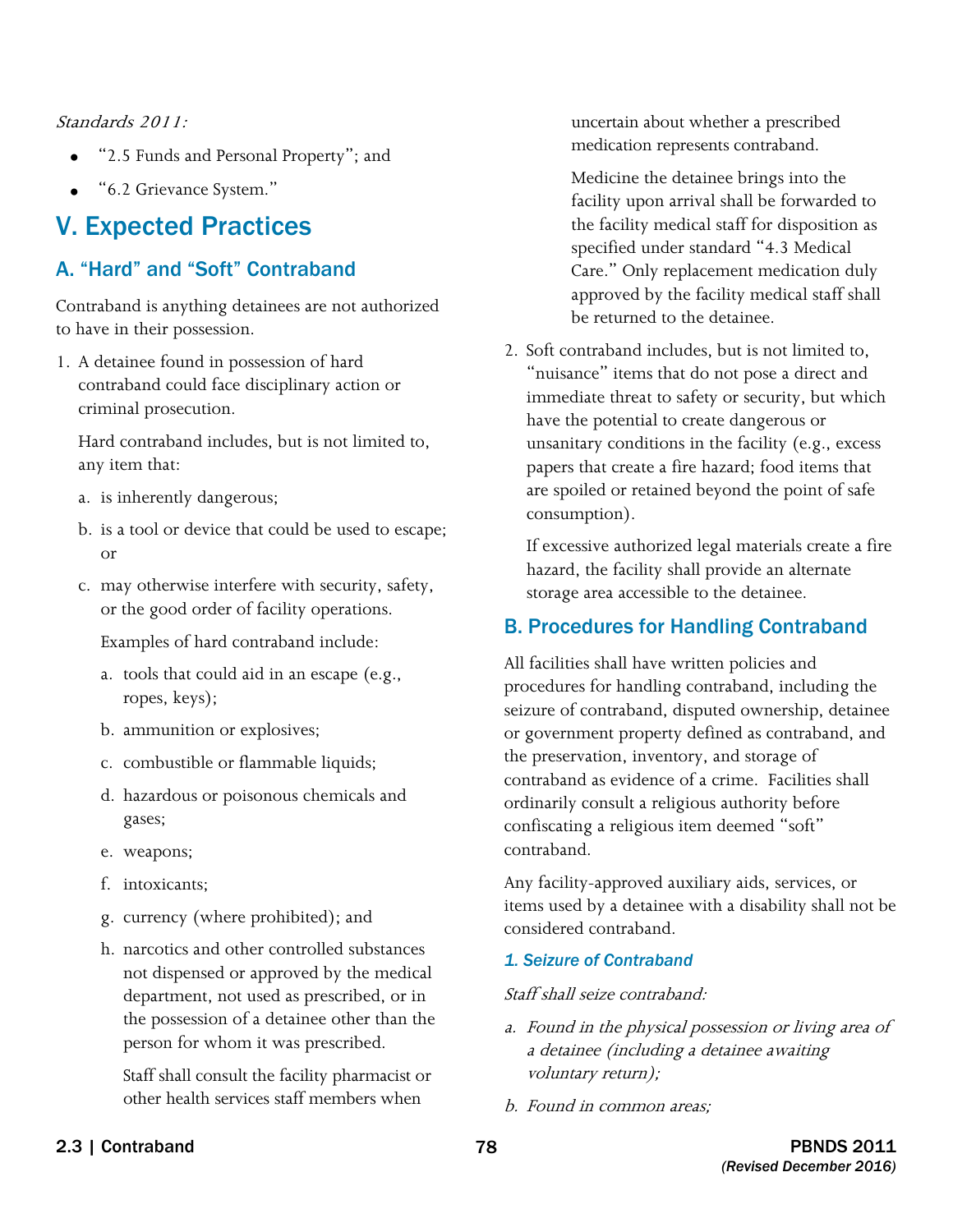*Standards 2011:*

- "2.5 Funds and Personal Property"; and
- "6.2 Grievance System."

## V. Expected Practices

### A. "Hard" and "Soft" Contraband

Contraband is anything detainees are not authorized to have in their possession.

1. A detainee found in possession of hard contraband could face disciplinary action or criminal prosecution.

   Hard contraband includes, but is not limited to, any item that:

   a. is inherently dangerous;

   b. is a tool or device that could be used to escape; or

   c. may otherwise interfere with security, safety, or the good order of facility operations.

      Examples of hard contraband include:

      a. tools that could aid in an escape (e.g., ropes, keys);

      b. ammunition or explosives;

      c. combustible or flammable liquids;

      d. hazardous or poisonous chemicals and gases;

      e. weapons;

      f. intoxicants;

      g. currency (where prohibited); and

      h. narcotics and other controlled substances not dispensed or approved by the medical department, not used as prescribed, or in the possession of a detainee other than the person for whom it was prescribed.

         Staff shall consult the facility pharmacist or other health services staff members when uncertain about whether a prescribed medication represents contraband.

         Medicine the detainee brings into the facility upon arrival shall be forwarded to the facility medical staff for disposition as specified under standard "4.3 Medical Care." Only replacement medication duly approved by the facility medical staff shall be returned to the detainee.

2. Soft contraband includes, but is not limited to, "nuisance" items that do not pose a direct and immediate threat to safety or security, but which have the potential to create dangerous or unsanitary conditions in the facility (e.g., excess papers that create a fire hazard; food items that are spoiled or retained beyond the point of safe consumption).

   If excessive authorized legal materials create a fire hazard, the facility shall provide an alternate storage area accessible to the detainee.

### B. Procedures for Handling Contraband

All facilities shall have written policies and procedures for handling contraband, including the seizure of contraband, disputed ownership, detainee or government property defined as contraband, and the preservation, inventory, and storage of contraband as evidence of a crime. Facilities shall ordinarily consult a religious authority before confiscating a religious item deemed "soft" contraband.

Any facility-approved auxiliary aids, services, or items used by a detainee with a disability shall not be considered contraband.

#### *1. Seizure of Contraband*

*Staff shall seize contraband:*

*a. Found in the physical possession or living area of a detainee (including a detainee awaiting voluntary return);*

*b. Found in common areas;*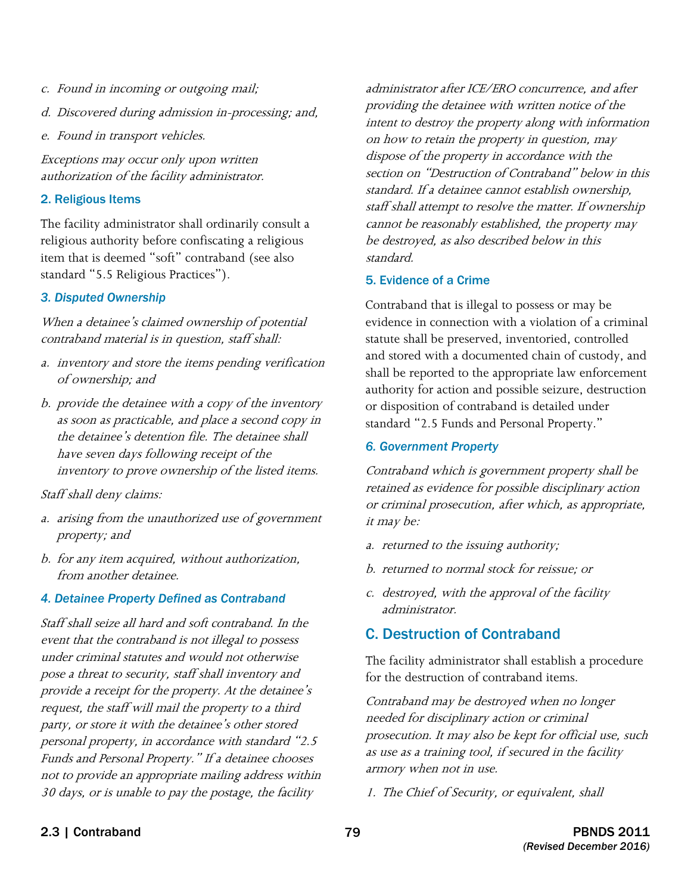c. *Found in incoming or outgoing mail;*

d. *Discovered during admission in-processing; and,*

e. *Found in transport vehicles.*

*Exceptions may occur only upon written authorization of the facility administrator.*

### 2. Religious Items

The facility administrator shall ordinarily consult a religious authority before confiscating a religious item that is deemed "soft" contraband (see also standard "5.5 Religious Practices").

### *3. Disputed Ownership*

*When a detainee's claimed ownership of potential contraband material is in question, staff shall:*

a. *inventory and store the items pending verification of ownership; and*

b. *provide the detainee with a copy of the inventory as soon as practicable, and place a second copy in the detainee's detention file. The detainee shall have seven days following receipt of the inventory to prove ownership of the listed items.*

*Staff shall deny claims:*

a. *arising from the unauthorized use of government property; and*

b. *for any item acquired, without authorization, from another detainee.*

### *4. Detainee Property Defined as Contraband*

*Staff shall seize all hard and soft contraband. In the event that the contraband is not illegal to possess under criminal statutes and would not otherwise pose a threat to security, staff shall inventory and provide a receipt for the property. At the detainee's request, the staff will mail the property to a third party, or store it with the detainee's other stored personal property, in accordance with standard "2.5 Funds and Personal Property." If a detainee chooses not to provide an appropriate mailing address within 30 days, or is unable to pay the postage, the facility administrator after ICE/ERO concurrence, and after providing the detainee with written notice of the intent to destroy the property along with information on how to retain the property in question, may dispose of the property in accordance with the section on "Destruction of Contraband" below in this standard. If a detainee cannot establish ownership, staff shall attempt to resolve the matter. If ownership cannot be reasonably established, the property may be destroyed, as also described below in this standard.*

### 5. Evidence of a Crime

Contraband that is illegal to possess or may be evidence in connection with a violation of a criminal statute shall be preserved, inventoried, controlled and stored with a documented chain of custody, and shall be reported to the appropriate law enforcement authority for action and possible seizure, destruction or disposition of contraband is detailed under standard "2.5 Funds and Personal Property."

### *6. Government Property*

*Contraband which is government property shall be retained as evidence for possible disciplinary action or criminal prosecution, after which, as appropriate, it may be:*

a. *returned to the issuing authority;*

b. *returned to normal stock for reissue; or*

c. *destroyed, with the approval of the facility administrator.*

## C. Destruction of Contraband

The facility administrator shall establish a procedure for the destruction of contraband items.

*Contraband may be destroyed when no longer needed for disciplinary action or criminal prosecution. It may also be kept for official use, such as use as a training tool, if secured in the facility armory when not in use.*

1. *The Chief of Security, or equivalent, shall*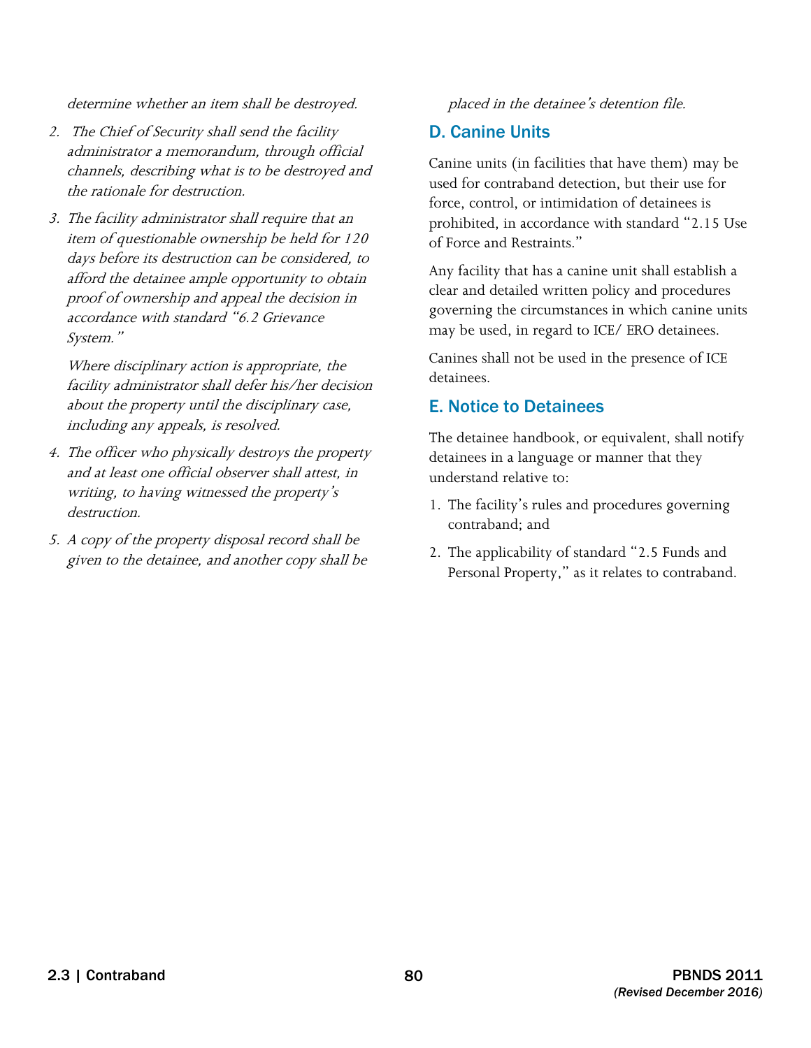*determine whether an item shall be destroyed.*

2. *The Chief of Security shall send the facility administrator a memorandum, through official channels, describing what is to be destroyed and the rationale for destruction.*
3. *The facility administrator shall require that an item of questionable ownership be held for 120 days before its destruction can be considered, to afford the detainee ample opportunity to obtain proof of ownership and appeal the decision in accordance with standard "6.2 Grievance System."*

   *Where disciplinary action is appropriate, the facility administrator shall defer his/her decision about the property until the disciplinary case, including any appeals, is resolved.*
4. *The officer who physically destroys the property and at least one official observer shall attest, in writing, to having witnessed the property's destruction.*
5. *A copy of the property disposal record shall be given to the detainee, and another copy shall be placed in the detainee's detention file.*

## D. Canine Units

Canine units (in facilities that have them) may be used for contraband detection, but their use for force, control, or intimidation of detainees is prohibited, in accordance with standard "2.15 Use of Force and Restraints."

Any facility that has a canine unit shall establish a clear and detailed written policy and procedures governing the circumstances in which canine units may be used, in regard to ICE/ ERO detainees.

Canines shall not be used in the presence of ICE detainees.

## E. Notice to Detainees

The detainee handbook, or equivalent, shall notify detainees in a language or manner that they understand relative to:

1. The facility's rules and procedures governing contraband; and
2. The applicability of standard "2.5 Funds and Personal Property," as it relates to contraband.